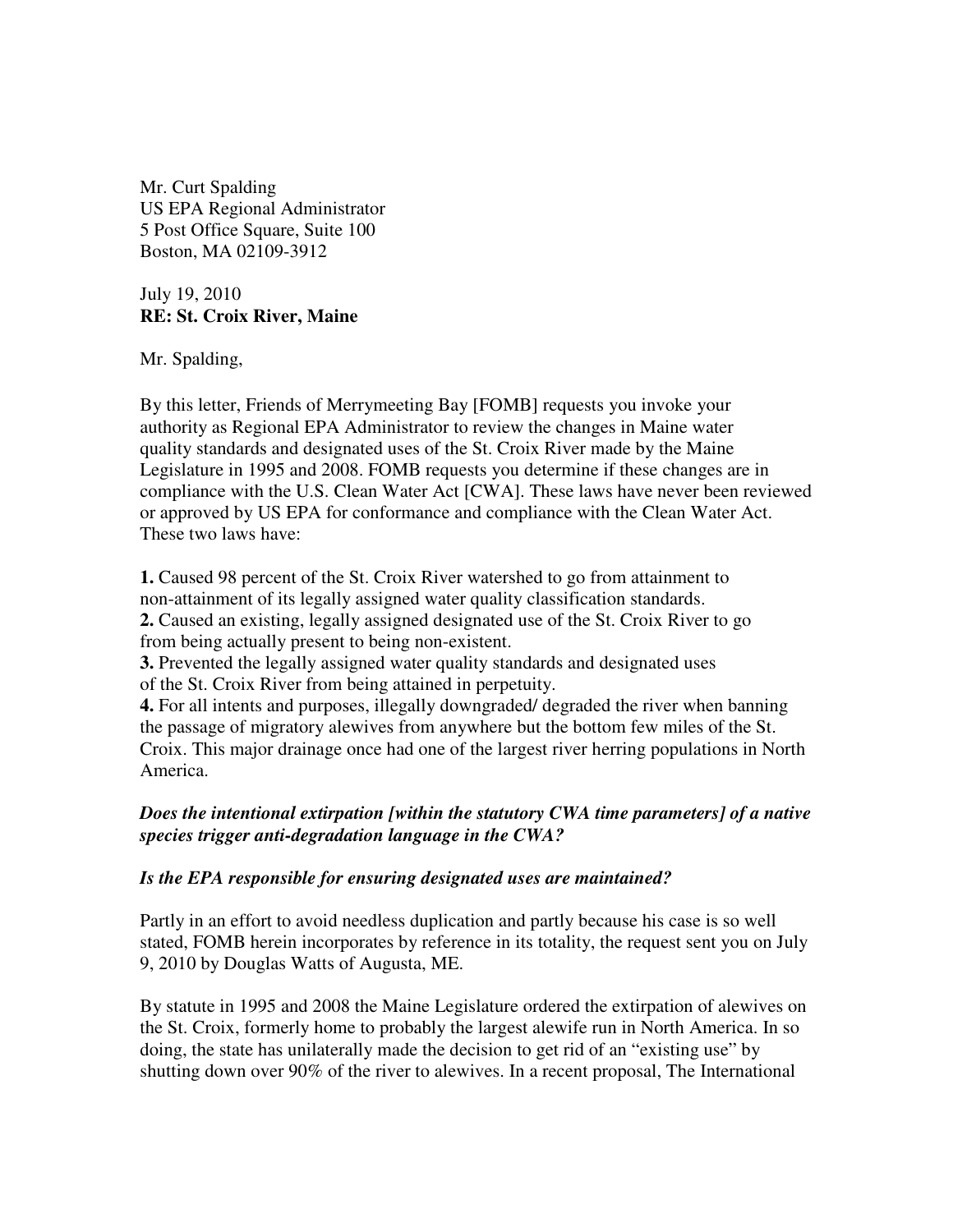Mr. Curt Spalding
US EPA Regional Administrator
5 Post Office Square, Suite 100
Boston, MA 02109-3912

July 19, 2010
**RE: St. Croix River, Maine**

Mr. Spalding,

By this letter, Friends of Merrymeeting Bay [FOMB] requests you invoke your authority as Regional EPA Administrator to review the changes in Maine water quality standards and designated uses of the St. Croix River made by the Maine Legislature in 1995 and 2008. FOMB requests you determine if these changes are in compliance with the U.S. Clean Water Act [CWA]. These laws have never been reviewed or approved by US EPA for conformance and compliance with the Clean Water Act. These two laws have:

**1.** Caused 98 percent of the St. Croix River watershed to go from attainment to non-attainment of its legally assigned water quality classification standards.
**2.** Caused an existing, legally assigned designated use of the St. Croix River to go from being actually present to being non-existent.
**3.** Prevented the legally assigned water quality standards and designated uses of the St. Croix River from being attained in perpetuity.
**4.** For all intents and purposes, illegally downgraded/ degraded the river when banning the passage of migratory alewives from anywhere but the bottom few miles of the St. Croix. This major drainage once had one of the largest river herring populations in North America.

***Does the intentional extirpation [within the statutory CWA time parameters] of a native species trigger anti-degradation language in the CWA?***

***Is the EPA responsible for ensuring designated uses are maintained?***

Partly in an effort to avoid needless duplication and partly because his case is so well stated, FOMB herein incorporates by reference in its totality, the request sent you on July 9, 2010 by Douglas Watts of Augusta, ME.

By statute in 1995 and 2008 the Maine Legislature ordered the extirpation of alewives on the St. Croix, formerly home to probably the largest alewife run in North America. In so doing, the state has unilaterally made the decision to get rid of an "existing use" by shutting down over 90% of the river to alewives. In a recent proposal, The International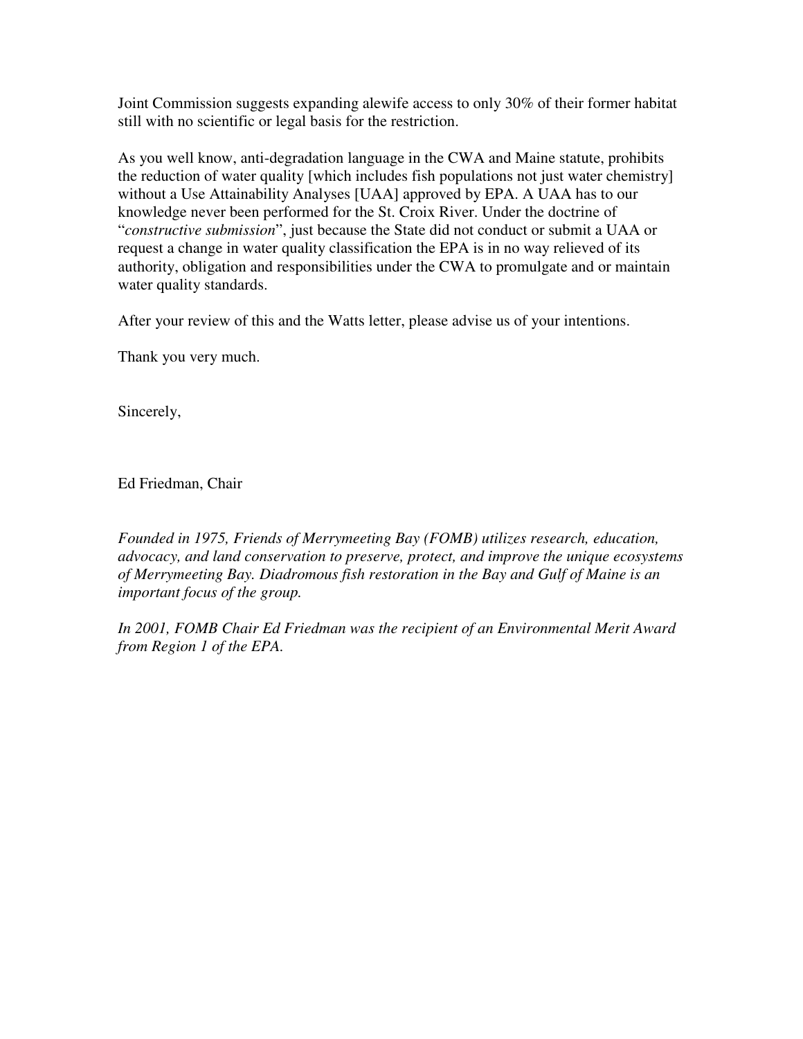Joint Commission suggests expanding alewife access to only 30% of their former habitat still with no scientific or legal basis for the restriction.

As you well know, anti-degradation language in the CWA and Maine statute, prohibits the reduction of water quality [which includes fish populations not just water chemistry] without a Use Attainability Analyses [UAA] approved by EPA. A UAA has to our knowledge never been performed for the St. Croix River. Under the doctrine of "*constructive submission*", just because the State did not conduct or submit a UAA or request a change in water quality classification the EPA is in no way relieved of its authority, obligation and responsibilities under the CWA to promulgate and or maintain water quality standards.

After your review of this and the Watts letter, please advise us of your intentions.

Thank you very much.

Sincerely,

Ed Friedman, Chair

*Founded in 1975, Friends of Merrymeeting Bay (FOMB) utilizes research, education, advocacy, and land conservation to preserve, protect, and improve the unique ecosystems of Merrymeeting Bay. Diadromous fish restoration in the Bay and Gulf of Maine is an important focus of the group.*

*In 2001, FOMB Chair Ed Friedman was the recipient of an Environmental Merit Award from Region 1 of the EPA.*